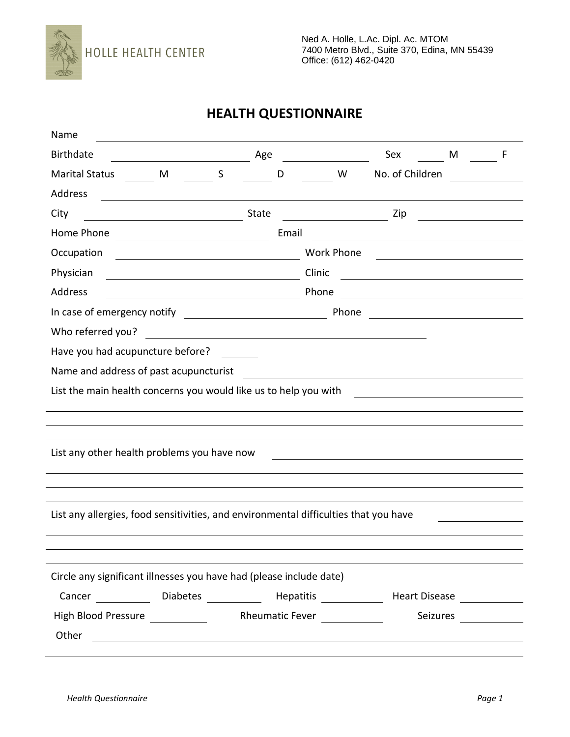HOLLE HEALTH CENTER

Ned A. Holle, L.Ac. Dipl. Ac. MTOM
7400 Metro Blvd., Suite 370, Edina, MN 55439
Office: (612) 462-0420

# HEALTH QUESTIONNAIRE

Name ______________________________________________

Birthdate ____________ Age ____________ Sex ____ M ____ F

Marital Status ____ M ____ S ____ D ____ W No. of Children ____________

Address ______________________________________________

City ____________ State ____________ Zip ____________

Home Phone ____________ Email ____________

Occupation ____________ Work Phone ____________

Physician ____________ Clinic ____________

Address ____________ Phone ____________

In case of emergency notify ____________ Phone ____________

Who referred you? ______________________________

Have you had acupuncture before? ______

Name and address of past acupuncturist ______________________________

List the main health concerns you would like us to help you with ______________________________

______________________________________________

______________________________________________

______________________________________________

List any other health problems you have now ______________________________

______________________________________________

______________________________________________

______________________________________________

List any allergies, food sensitivities, and environmental difficulties that you have ____________

______________________________________________

______________________________________________

______________________________________________

Circle any significant illnesses you have had (please include date)

Cancer ____________ Diabetes ____________ Hepatitis ____________ Heart Disease ____________

High Blood Pressure ____________ Rheumatic Fever ____________ Seizures ____________

Other ______________________________________________

______________________________________________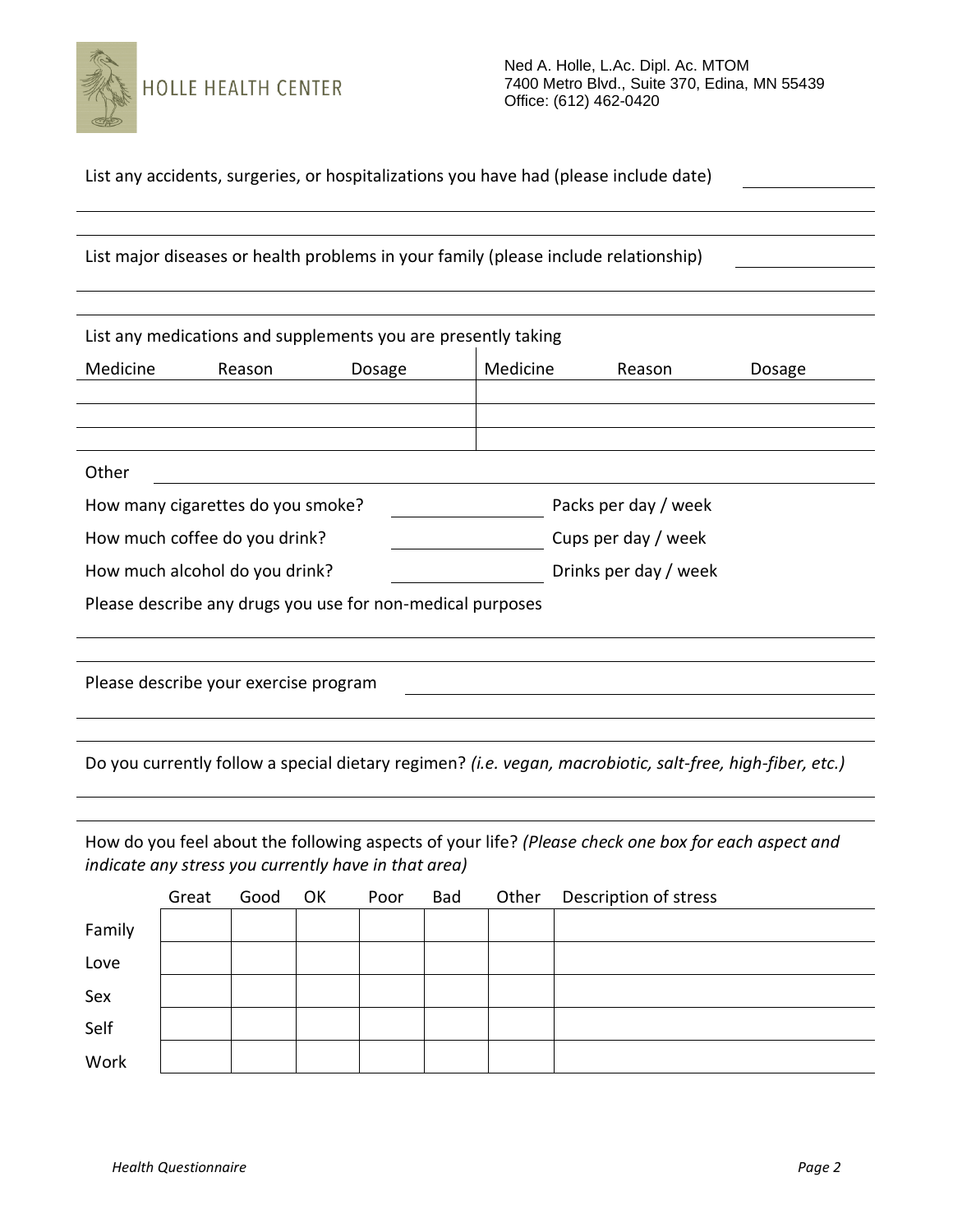HOLLE HEALTH CENTER

Ned A. Holle, L.Ac. Dipl. Ac. MTOM
7400 Metro Blvd., Suite 370, Edina, MN 55439
Office: (612) 462-0420

List any accidents, surgeries, or hospitalizations you have had (please include date) ______________

List major diseases or health problems in your family (please include relationship) ______________

List any medications and supplements you are presently taking

| Medicine | Reason | Dosage | Medicine | Reason | Dosage |
|---|---|---|---|---|---|
| | | | | | |
| | | | | | |
| | | | | | |

Other ______________

How many cigarettes do you smoke? ______________ Packs per day / week

How much coffee do you drink? ______________ Cups per day / week

How much alcohol do you drink? ______________ Drinks per day / week

Please describe any drugs you use for non-medical purposes

Please describe your exercise program ______________

Do you currently follow a special dietary regimen? *(i.e. vegan, macrobiotic, salt-free, high-fiber, etc.)*

How do you feel about the following aspects of your life? *(Please check one box for each aspect and indicate any stress you currently have in that area)*

| | Great | Good | OK | Poor | Bad | Other | Description of stress |
|---|---|---|---|---|---|---|---|
| Family | | | | | | | |
| Love | | | | | | | |
| Sex | | | | | | | |
| Self | | | | | | | |
| Work | | | | | | | |